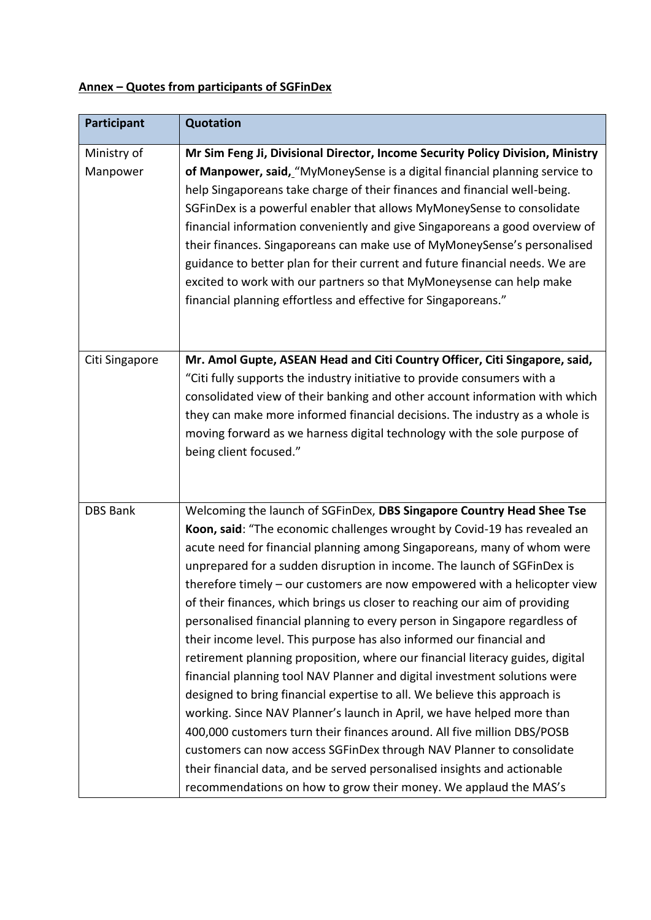**Annex – Quotes from participants of SGFinDex**

| Participant | Quotation |
|---|---|
| Ministry of Manpower | **Mr Sim Feng Ji, Divisional Director, Income Security Policy Division, Ministry of Manpower, said,** "MyMoneySense is a digital financial planning service to help Singaporeans take charge of their finances and financial well-being. SGFinDex is a powerful enabler that allows MyMoneySense to consolidate financial information conveniently and give Singaporeans a good overview of their finances. Singaporeans can make use of MyMoneySense's personalised guidance to better plan for their current and future financial needs. We are excited to work with our partners so that MyMoneysense can help make financial planning effortless and effective for Singaporeans." |
| Citi Singapore | **Mr. Amol Gupte, ASEAN Head and Citi Country Officer, Citi Singapore, said,** "Citi fully supports the industry initiative to provide consumers with a consolidated view of their banking and other account information with which they can make more informed financial decisions. The industry as a whole is moving forward as we harness digital technology with the sole purpose of being client focused." |
| DBS Bank | Welcoming the launch of SGFinDex, **DBS Singapore Country Head Shee Tse Koon, said**: "The economic challenges wrought by Covid-19 has revealed an acute need for financial planning among Singaporeans, many of whom were unprepared for a sudden disruption in income. The launch of SGFinDex is therefore timely – our customers are now empowered with a helicopter view of their finances, which brings us closer to reaching our aim of providing personalised financial planning to every person in Singapore regardless of their income level. This purpose has also informed our financial and retirement planning proposition, where our financial literacy guides, digital financial planning tool NAV Planner and digital investment solutions were designed to bring financial expertise to all. We believe this approach is working. Since NAV Planner's launch in April, we have helped more than 400,000 customers turn their finances around. All five million DBS/POSB customers can now access SGFinDex through NAV Planner to consolidate their financial data, and be served personalised insights and actionable recommendations on how to grow their money. We applaud the MAS's |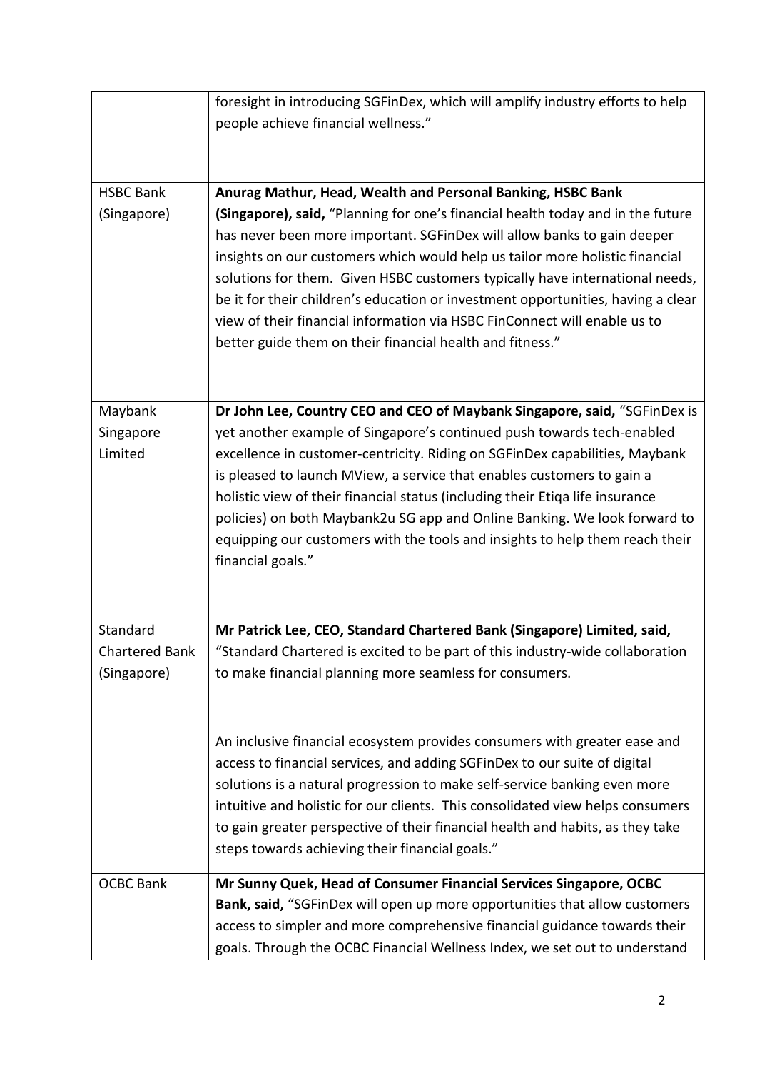| | |
|---|---|
| | foresight in introducing SGFinDex, which will amplify industry efforts to help people achieve financial wellness." |
| HSBC Bank (Singapore) | **Anurag Mathur, Head, Wealth and Personal Banking, HSBC Bank (Singapore), said,** "Planning for one's financial health today and in the future has never been more important. SGFinDex will allow banks to gain deeper insights on our customers which would help us tailor more holistic financial solutions for them. Given HSBC customers typically have international needs, be it for their children's education or investment opportunities, having a clear view of their financial information via HSBC FinConnect will enable us to better guide them on their financial health and fitness." |
| Maybank Singapore Limited | **Dr John Lee, Country CEO and CEO of Maybank Singapore, said,** "SGFinDex is yet another example of Singapore's continued push towards tech-enabled excellence in customer-centricity. Riding on SGFinDex capabilities, Maybank is pleased to launch MView, a service that enables customers to gain a holistic view of their financial status (including their Etiqa life insurance policies) on both Maybank2u SG app and Online Banking. We look forward to equipping our customers with the tools and insights to help them reach their financial goals." |
| Standard Chartered Bank (Singapore) | **Mr Patrick Lee, CEO, Standard Chartered Bank (Singapore) Limited, said,** "Standard Chartered is excited to be part of this industry-wide collaboration to make financial planning more seamless for consumers.<br><br>An inclusive financial ecosystem provides consumers with greater ease and access to financial services, and adding SGFinDex to our suite of digital solutions is a natural progression to make self-service banking even more intuitive and holistic for our clients. This consolidated view helps consumers to gain greater perspective of their financial health and habits, as they take steps towards achieving their financial goals." |
| OCBC Bank | **Mr Sunny Quek, Head of Consumer Financial Services Singapore, OCBC Bank, said,** "SGFinDex will open up more opportunities that allow customers access to simpler and more comprehensive financial guidance towards their goals. Through the OCBC Financial Wellness Index, we set out to understand |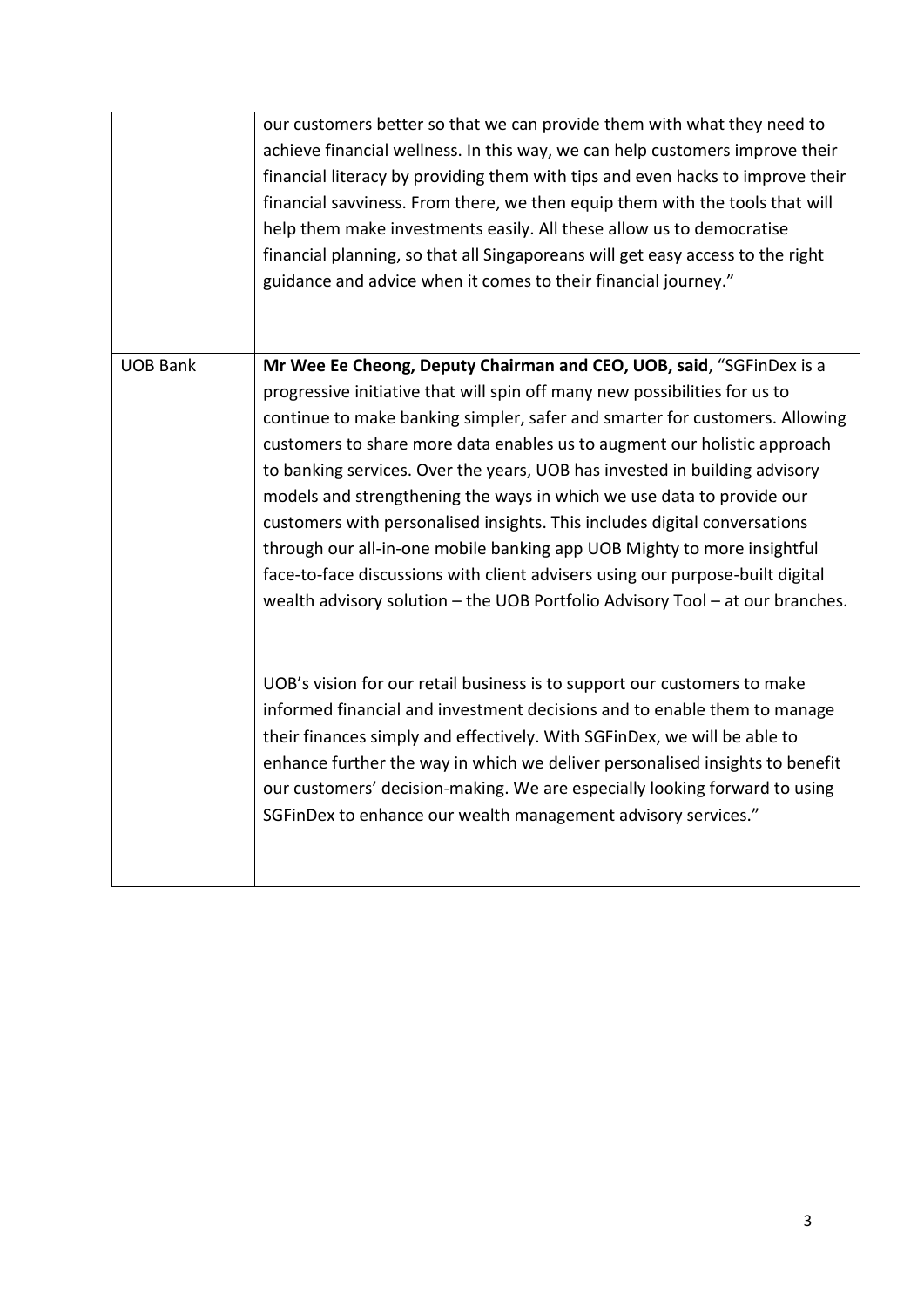| | |
|---|---|
| | our customers better so that we can provide them with what they need to achieve financial wellness. In this way, we can help customers improve their financial literacy by providing them with tips and even hacks to improve their financial savviness. From there, we then equip them with the tools that will help them make investments easily. All these allow us to democratise financial planning, so that all Singaporeans will get easy access to the right guidance and advice when it comes to their financial journey." |
| UOB Bank | **Mr Wee Ee Cheong, Deputy Chairman and CEO, UOB, said**, "SGFinDex is a progressive initiative that will spin off many new possibilities for us to continue to make banking simpler, safer and smarter for customers. Allowing customers to share more data enables us to augment our holistic approach to banking services. Over the years, UOB has invested in building advisory models and strengthening the ways in which we use data to provide our customers with personalised insights. This includes digital conversations through our all-in-one mobile banking app UOB Mighty to more insightful face-to-face discussions with client advisers using our purpose-built digital wealth advisory solution – the UOB Portfolio Advisory Tool – at our branches.<br><br>UOB's vision for our retail business is to support our customers to make informed financial and investment decisions and to enable them to manage their finances simply and effectively. With SGFinDex, we will be able to enhance further the way in which we deliver personalised insights to benefit our customers' decision-making. We are especially looking forward to using SGFinDex to enhance our wealth management advisory services." |